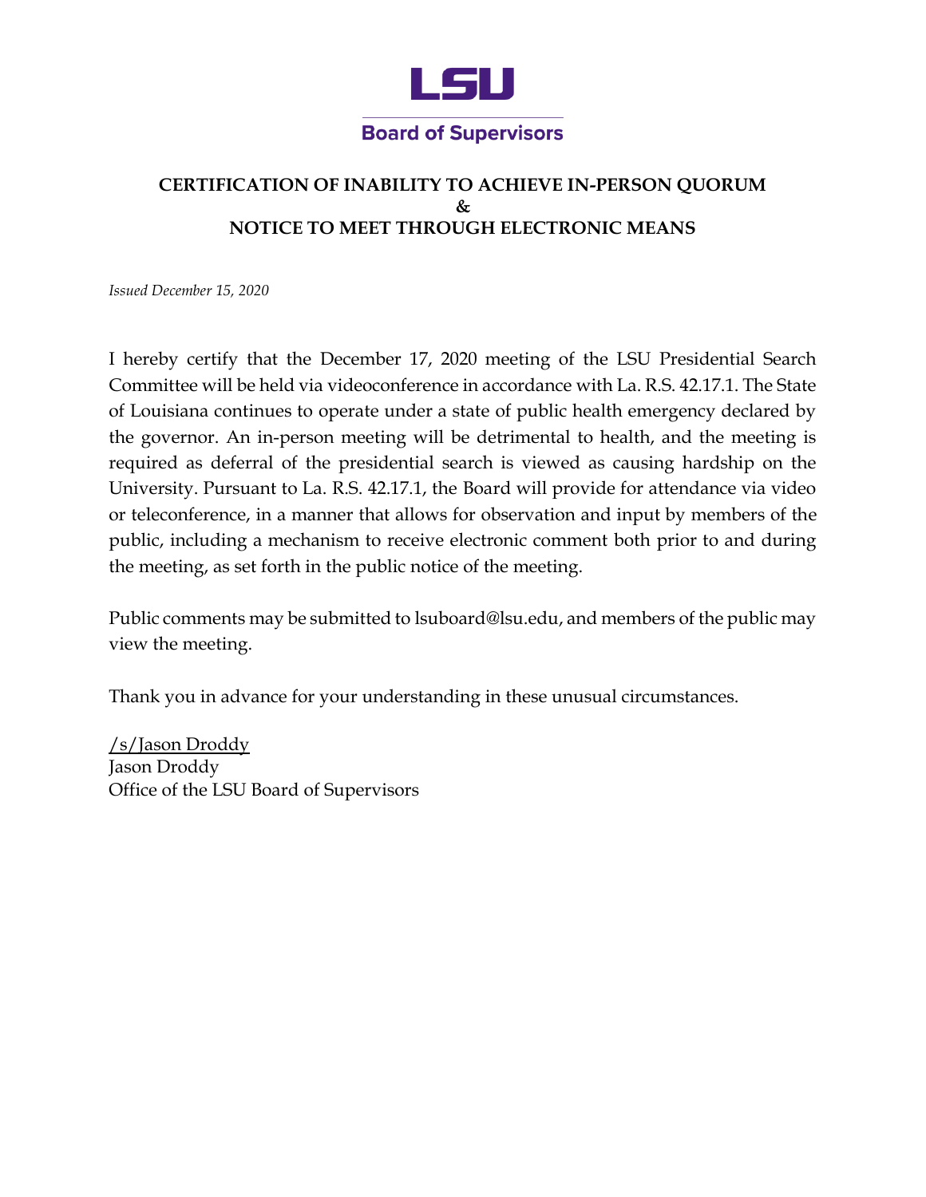**LSU**

**Board of Supervisors**

## CERTIFICATION OF INABILITY TO ACHIEVE IN-PERSON QUORUM
## &
## NOTICE TO MEET THROUGH ELECTRONIC MEANS

*Issued December 15, 2020*

I hereby certify that the December 17, 2020 meeting of the LSU Presidential Search Committee will be held via videoconference in accordance with La. R.S. 42.17.1. The State of Louisiana continues to operate under a state of public health emergency declared by the governor. An in-person meeting will be detrimental to health, and the meeting is required as deferral of the presidential search is viewed as causing hardship on the University. Pursuant to La. R.S. 42.17.1, the Board will provide for attendance via video or teleconference, in a manner that allows for observation and input by members of the public, including a mechanism to receive electronic comment both prior to and during the meeting, as set forth in the public notice of the meeting.

Public comments may be submitted to lsuboard@lsu.edu, and members of the public may view the meeting.

Thank you in advance for your understanding in these unusual circumstances.

/s/Jason Droddy
Jason Droddy
Office of the LSU Board of Supervisors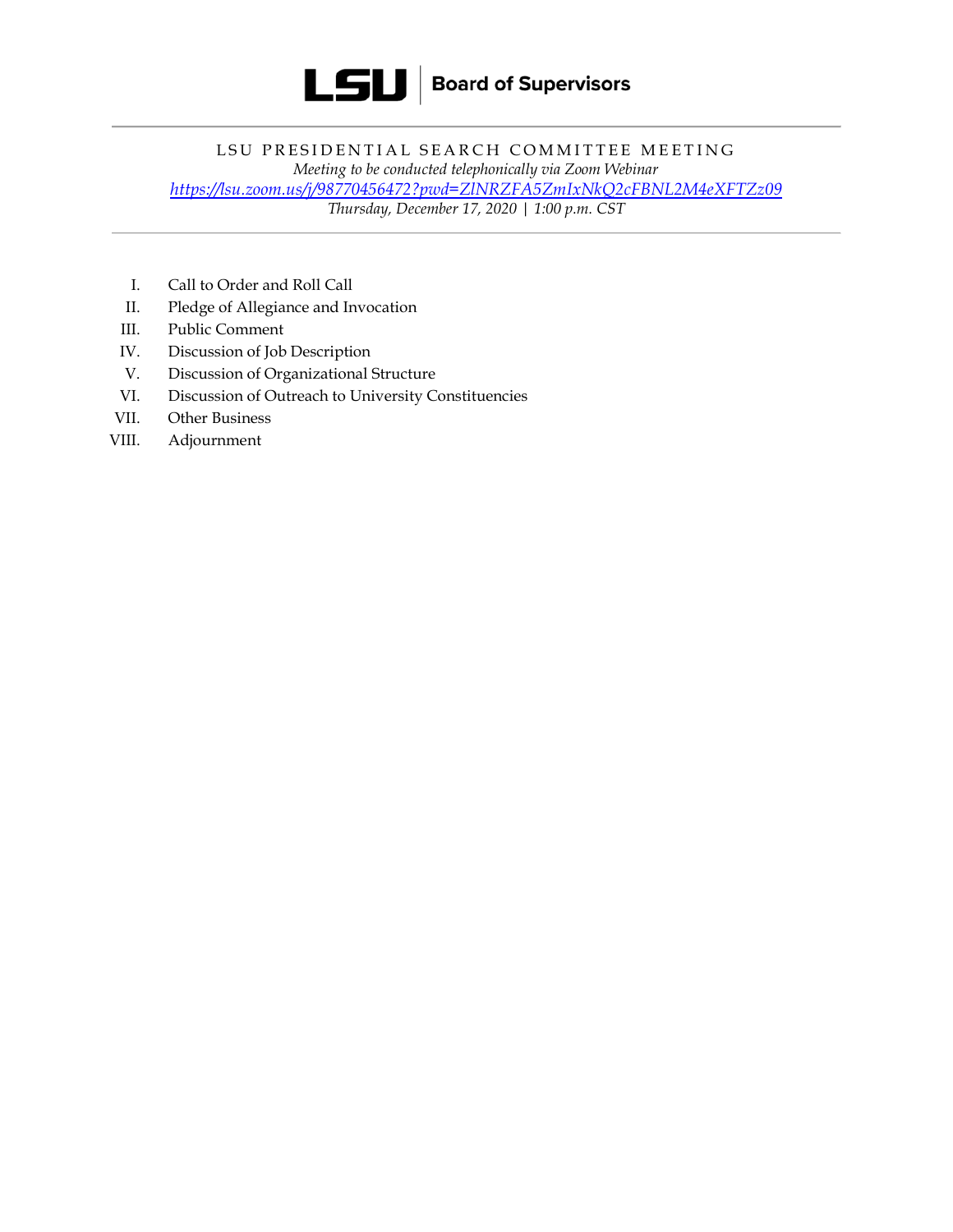**LSU** | **Board of Supervisors**

# LSU PRESIDENTIAL SEARCH COMMITTEE MEETING

*Meeting to be conducted telephonically via Zoom Webinar*

*https://lsu.zoom.us/j/98770456472?pwd=ZlNRZFA5ZmIxNkQ2cFBNL2M4eXFTZz09*

*Thursday, December 17, 2020 | 1:00 p.m. CST*

---

I. Call to Order and Roll Call

II. Pledge of Allegiance and Invocation

III. Public Comment

IV. Discussion of Job Description

V. Discussion of Organizational Structure

VI. Discussion of Outreach to University Constituencies

VII. Other Business

VIII. Adjournment